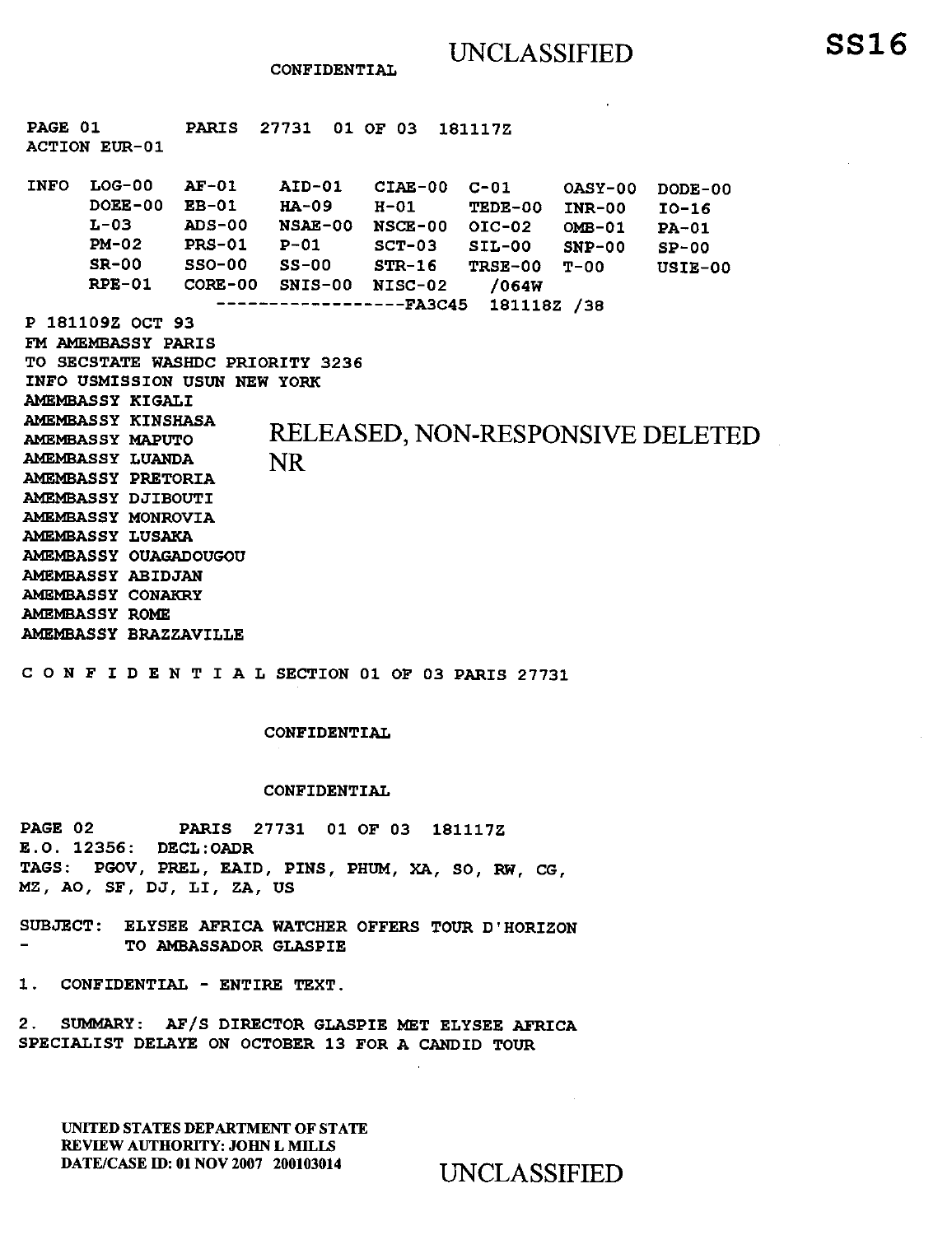UNCLASSIFIED

SS16

CONFIDENTIAL

PAGE 01 PARIS 27731 01 OF 03 181117Z
ACTION EUR-01

| INFO | LOG-00 | AF-01 | AID-01 | CIAE-00 | C-01 | OASY-00 | DODE-00 |
|---|---|---|---|---|---|---|---|
| | DOEE-00 | EB-01 | HA-09 | H-01 | TEDE-00 | INR-00 | IO-16 |
| | L-03 | ADS-00 | NSAE-00 | NSCE-00 | OIC-02 | OMB-01 | PA-01 |
| | PM-02 | PRS-01 | P-01 | SCT-03 | SIL-00 | SNP-00 | SP-00 |
| | SR-00 | SSO-00 | SS-00 | STR-16 | TRSE-00 | T-00 | USIE-00 |
| | RPE-01 | CORE-00 | SNIS-00 | NISC-02 | /064W | | |

------------------FA3C45 181118Z /38

P 181109Z OCT 93
FM AMEMBASSY PARIS
TO SECSTATE WASHDC PRIORITY 3236
INFO USMISSION USUN NEW YORK
AMEMBASSY KIGALI
AMEMBASSY KINSHASA
AMEMBASSY MAPUTO
AMEMBASSY LUANDA
AMEMBASSY PRETORIA
AMEMBASSY DJIBOUTI
AMEMBASSY MONROVIA
AMEMBASSY LUSAKA
AMEMBASSY OUAGADOUGOU
AMEMBASSY ABIDJAN
AMEMBASSY CONAKRY
AMEMBASSY ROME
AMEMBASSY BRAZZAVILLE

RELEASED, NON-RESPONSIVE DELETED
NR

C O N F I D E N T I A L SECTION 01 OF 03 PARIS 27731

CONFIDENTIAL

CONFIDENTIAL

PAGE 02 PARIS 27731 01 OF 03 181117Z
E.O. 12356: DECL:OADR
TAGS: PGOV, PREL, EAID, PINS, PHUM, XA, SO, RW, CG, MZ, AO, SF, DJ, LI, ZA, US

SUBJECT: ELYSEE AFRICA WATCHER OFFERS TOUR D'HORIZON
- TO AMBASSADOR GLASPIE

1. CONFIDENTIAL - ENTIRE TEXT.

2. SUMMARY: AF/S DIRECTOR GLASPIE MET ELYSEE AFRICA SPECIALIST DELAYE ON OCTOBER 13 FOR A CANDID TOUR

UNITED STATES DEPARTMENT OF STATE
REVIEW AUTHORITY: JOHN L MILLS
DATE/CASE ID: 01 NOV 2007 200103014

UNCLASSIFIED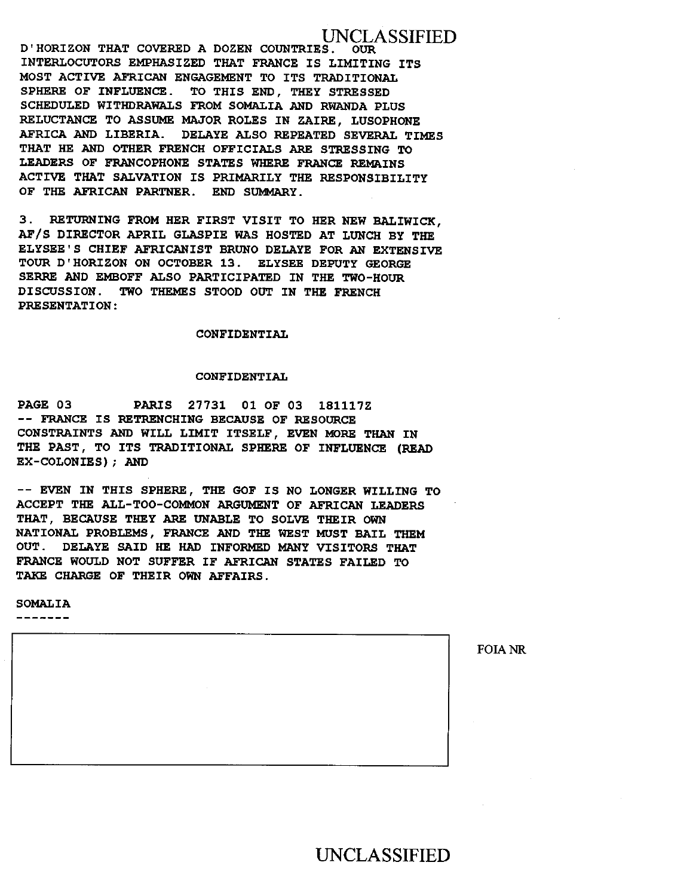D'HORIZON THAT COVERED A DOZEN COUNTRIES. OUR INTERLOCUTORS EMPHASIZED THAT FRANCE IS LIMITING ITS MOST ACTIVE AFRICAN ENGAGEMENT TO ITS TRADITIONAL SPHERE OF INFLUENCE. TO THIS END, THEY STRESSED SCHEDULED WITHDRAWALS FROM SOMALIA AND RWANDA PLUS RELUCTANCE TO ASSUME MAJOR ROLES IN ZAIRE, LUSOPHONE AFRICA AND LIBERIA. DELAYE ALSO REPEATED SEVERAL TIMES THAT HE AND OTHER FRENCH OFFICIALS ARE STRESSING TO LEADERS OF FRANCOPHONE STATES WHERE FRANCE REMAINS ACTIVE THAT SALVATION IS PRIMARILY THE RESPONSIBILITY OF THE AFRICAN PARTNER. END SUMMARY.

3. RETURNING FROM HER FIRST VISIT TO HER NEW BALIWICK, AF/S DIRECTOR APRIL GLASPIE WAS HOSTED AT LUNCH BY THE ELYSEE'S CHIEF AFRICANIST BRUNO DELAYE FOR AN EXTENSIVE TOUR D'HORIZON ON OCTOBER 13. ELYSEE DEPUTY GEORGE SERRE AND EMBOFF ALSO PARTICIPATED IN THE TWO-HOUR DISCUSSION. TWO THEMES STOOD OUT IN THE FRENCH PRESENTATION:

CONFIDENTIAL

CONFIDENTIAL

PAGE 03 PARIS 27731 01 OF 03 181117Z

-- FRANCE IS RETRENCHING BECAUSE OF RESOURCE CONSTRAINTS AND WILL LIMIT ITSELF, EVEN MORE THAN IN THE PAST, TO ITS TRADITIONAL SPHERE OF INFLUENCE (READ EX-COLONIES); AND

-- EVEN IN THIS SPHERE, THE GOF IS NO LONGER WILLING TO ACCEPT THE ALL-TOO-COMMON ARGUMENT OF AFRICAN LEADERS THAT, BECAUSE THEY ARE UNABLE TO SOLVE THEIR OWN NATIONAL PROBLEMS, FRANCE AND THE WEST MUST BAIL THEM OUT. DELAYE SAID HE HAD INFORMED MANY VISITORS THAT FRANCE WOULD NOT SUFFER IF AFRICAN STATES FAILED TO TAKE CHARGE OF THEIR OWN AFFAIRS.

SOMALIA
-------

FOIA NR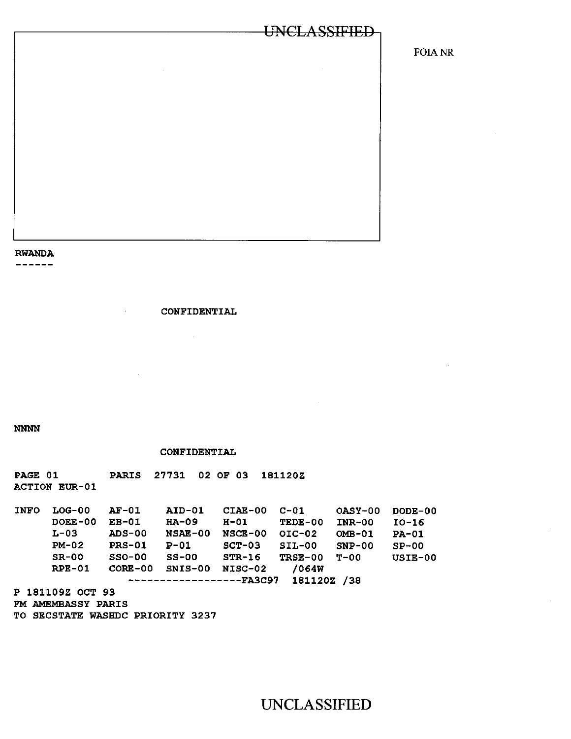FOIA NR

RWANDA
------

CONFIDENTIAL

NNNN

CONFIDENTIAL

```
PAGE 01        PARIS  27731  02 OF 03  181120Z
ACTION EUR-01

INFO  LOG-00   AF-01    AID-01   CIAE-00  C-01     OASY-00  DODE-00
      DOEE-00  EB-01    HA-09    H-01     TEDE-00  INR-00   IO-16
      L-03     ADS-00   NSAE-00  NSCE-00  OIC-02   OMB-01   PA-01
      PM-02    PRS-01   P-01     SCT-03   SIL-00   SNP-00   SP-00
      SR-00    SSO-00   SS-00    STR-16   TRSE-00  T-00     USIE-00
      RPE-01   CORE-00  SNIS-00  NISC-02   /064W
                    ------------------FA3C97  181120Z /38
P 181109Z OCT 93
FM AMEMBASSY PARIS
TO SECSTATE WASHDC PRIORITY 3237
```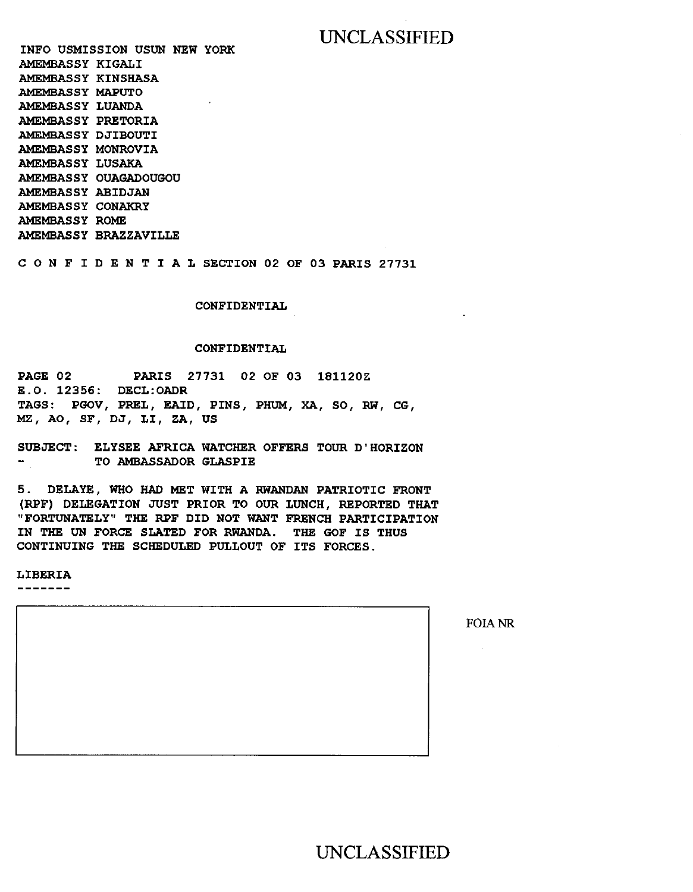INFO USMISSION USUN NEW YORK
AMEMBASSY KIGALI
AMEMBASSY KINSHASA
AMEMBASSY MAPUTO
AMEMBASSY LUANDA
AMEMBASSY PRETORIA
AMEMBASSY DJIBOUTI
AMEMBASSY MONROVIA
AMEMBASSY LUSAKA
AMEMBASSY OUAGADOUGOU
AMEMBASSY ABIDJAN
AMEMBASSY CONAKRY
AMEMBASSY ROME
AMEMBASSY BRAZZAVILLE

C O N F I D E N T I A L SECTION 02 OF 03 PARIS 27731

CONFIDENTIAL

CONFIDENTIAL

PAGE 02 PARIS 27731 02 OF 03 181120Z
E.O. 12356: DECL:OADR
TAGS: PGOV, PREL, EAID, PINS, PHUM, XA, SO, RW, CG, MZ, AO, SF, DJ, LI, ZA, US

SUBJECT: ELYSEE AFRICA WATCHER OFFERS TOUR D'HORIZON
- TO AMBASSADOR GLASPIE

5. DELAYE, WHO HAD MET WITH A RWANDAN PATRIOTIC FRONT (RPF) DELEGATION JUST PRIOR TO OUR LUNCH, REPORTED THAT "FORTUNATELY" THE RPF DID NOT WANT FRENCH PARTICIPATION IN THE UN FORCE SLATED FOR RWANDA. THE GOF IS THUS CONTINUING THE SCHEDULED PULLOUT OF ITS FORCES.

LIBERIA
-------

FOIA NR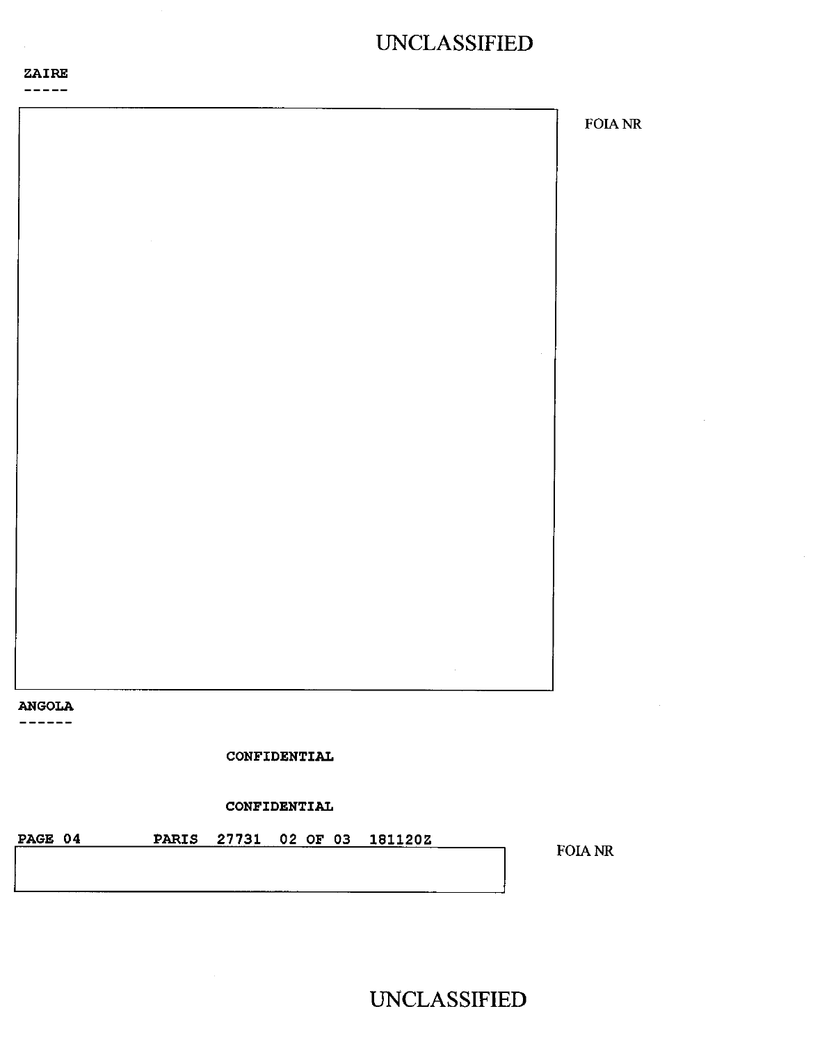ZAIRE
-----

FOIA NR

ANGOLA
------

CONFIDENTIAL

CONFIDENTIAL

PAGE 04 PARIS 27731 02 OF 03 181120Z

FOIA NR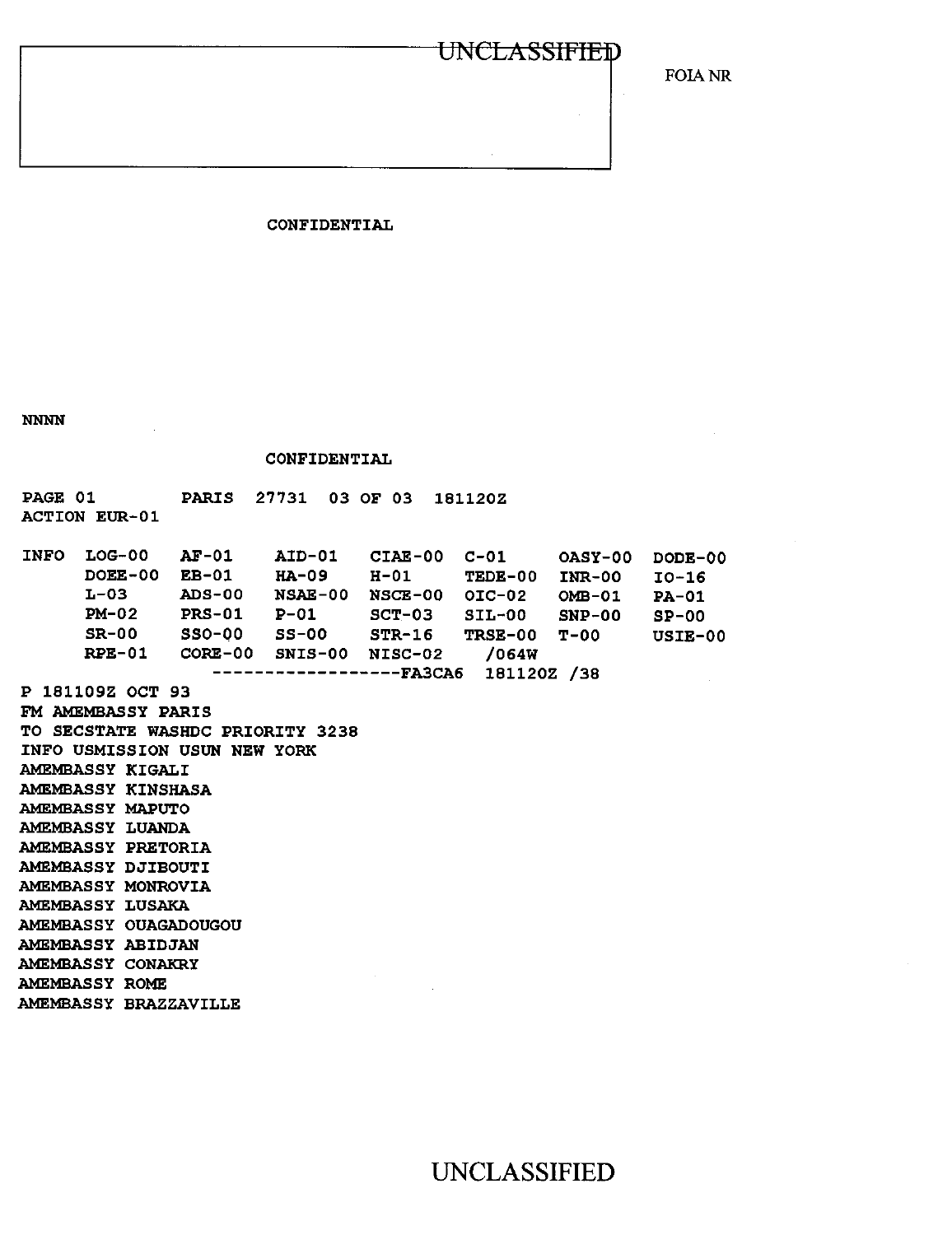UNCLASSIFIED

FOIA NR

CONFIDENTIAL

NNNN

CONFIDENTIAL

```
PAGE 01        PARIS  27731  03 OF 03  181120Z
ACTION EUR-01

INFO  LOG-00   AF-01    AID-01   CIAE-00  C-01     OASY-00  DODE-00
      DOEE-00  EB-01    HA-09    H-01     TEDE-00  INR-00   IO-16
      L-03     ADS-00   NSAE-00  NSCE-00  OIC-02   OMB-01   PA-01
      PM-02    PRS-01   P-01     SCT-03   SIL-00   SNP-00   SP-00
      SR-00    SSO-00   SS-00    STR-16   TRSE-00  T-00     USIE-00
      RPE-01   CORE-00  SNIS-00  NISC-02    /064W
                    ------------------FA3CA6  181120Z /38
P 181109Z OCT 93
FM AMEMBASSY PARIS
TO SECSTATE WASHDC PRIORITY 3238
INFO USMISSION USUN NEW YORK
AMEMBASSY KIGALI
AMEMBASSY KINSHASA
AMEMBASSY MAPUTO
AMEMBASSY LUANDA
AMEMBASSY PRETORIA
AMEMBASSY DJIBOUTI
AMEMBASSY MONROVIA
AMEMBASSY LUSAKA
AMEMBASSY OUAGADOUGOU
AMEMBASSY ABIDJAN
AMEMBASSY CONAKRY
AMEMBASSY ROME
AMEMBASSY BRAZZAVILLE
```

UNCLASSIFIED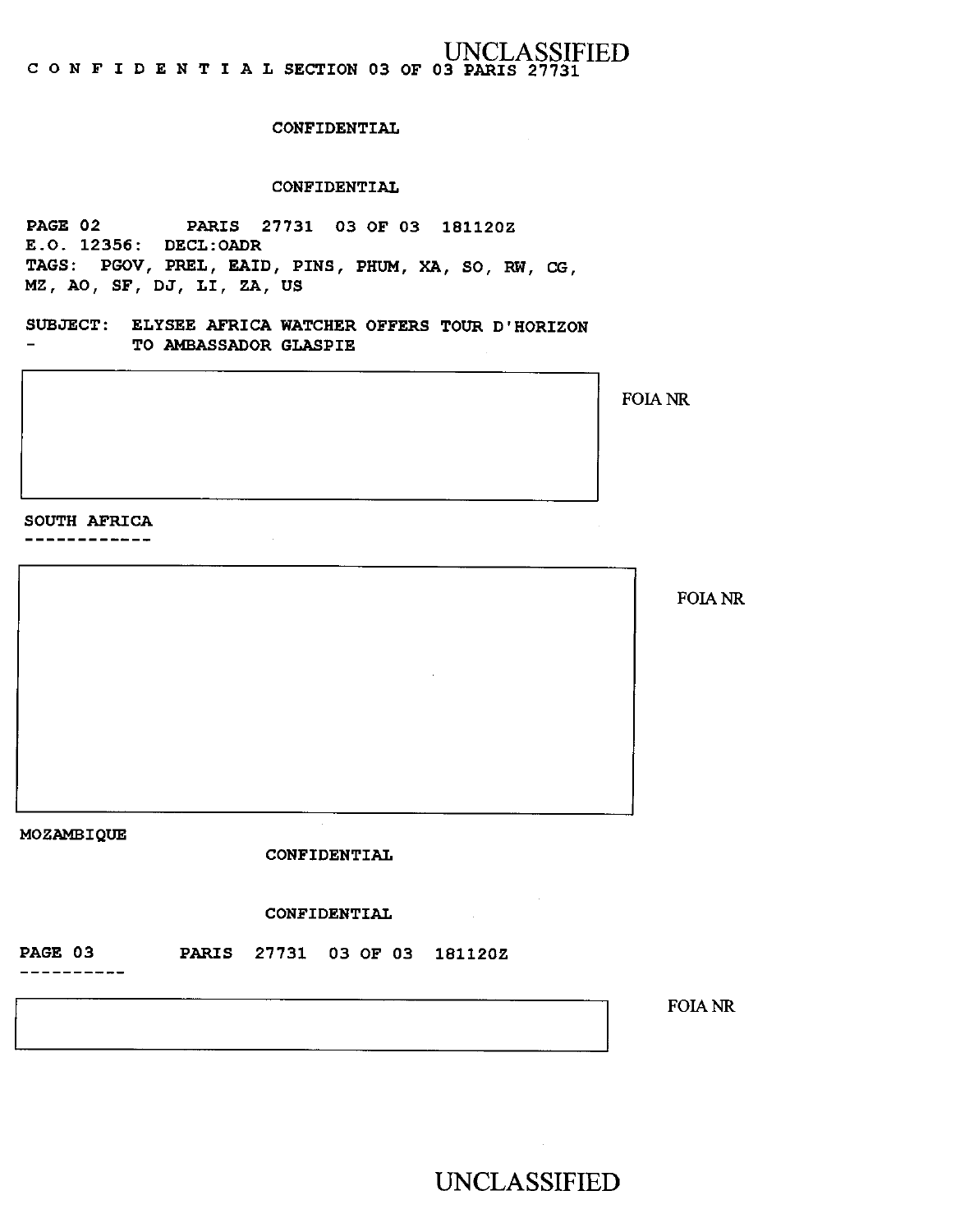CONFIDENTIAL SECTION 03 OF 03 PARIS 27731

CONFIDENTIAL

CONFIDENTIAL

PAGE 02 PARIS 27731 03 OF 03 181120Z
E.O. 12356: DECL:OADR
TAGS: PGOV, PREL, EAID, PINS, PHUM, XA, SO, RW, CG, MZ, AO, SF, DJ, LI, ZA, US

SUBJECT: ELYSEE AFRICA WATCHER OFFERS TOUR D'HORIZON
- TO AMBASSADOR GLASPIE

FOIA NR

SOUTH AFRICA
------------

FOIA NR

MOZAMBIQUE

CONFIDENTIAL

CONFIDENTIAL

PAGE 03 PARIS 27731 03 OF 03 181120Z
----------

FOIA NR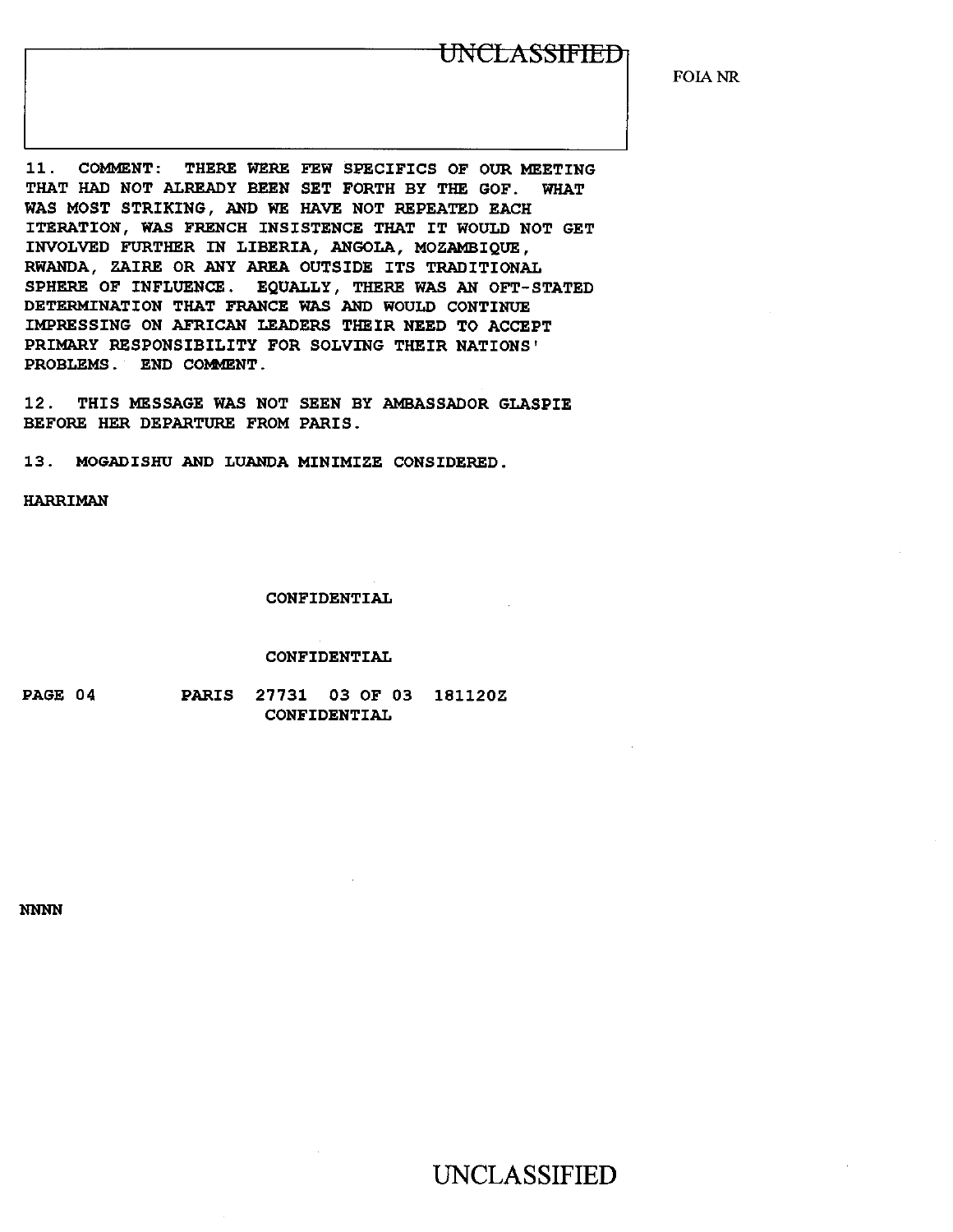11. COMMENT: THERE WERE FEW SPECIFICS OF OUR MEETING THAT HAD NOT ALREADY BEEN SET FORTH BY THE GOF. WHAT WAS MOST STRIKING, AND WE HAVE NOT REPEATED EACH ITERATION, WAS FRENCH INSISTENCE THAT IT WOULD NOT GET INVOLVED FURTHER IN LIBERIA, ANGOLA, MOZAMBIQUE, RWANDA, ZAIRE OR ANY AREA OUTSIDE ITS TRADITIONAL SPHERE OF INFLUENCE. EQUALLY, THERE WAS AN OFT-STATED DETERMINATION THAT FRANCE WAS AND WOULD CONTINUE IMPRESSING ON AFRICAN LEADERS THEIR NEED TO ACCEPT PRIMARY RESPONSIBILITY FOR SOLVING THEIR NATIONS' PROBLEMS. END COMMENT.

12. THIS MESSAGE WAS NOT SEEN BY AMBASSADOR GLASPIE BEFORE HER DEPARTURE FROM PARIS.

13. MOGADISHU AND LUANDA MINIMIZE CONSIDERED.

HARRIMAN

CONFIDENTIAL

CONFIDENTIAL

PAGE 04 PARIS 27731 03 OF 03 181120Z
CONFIDENTIAL

NNNN